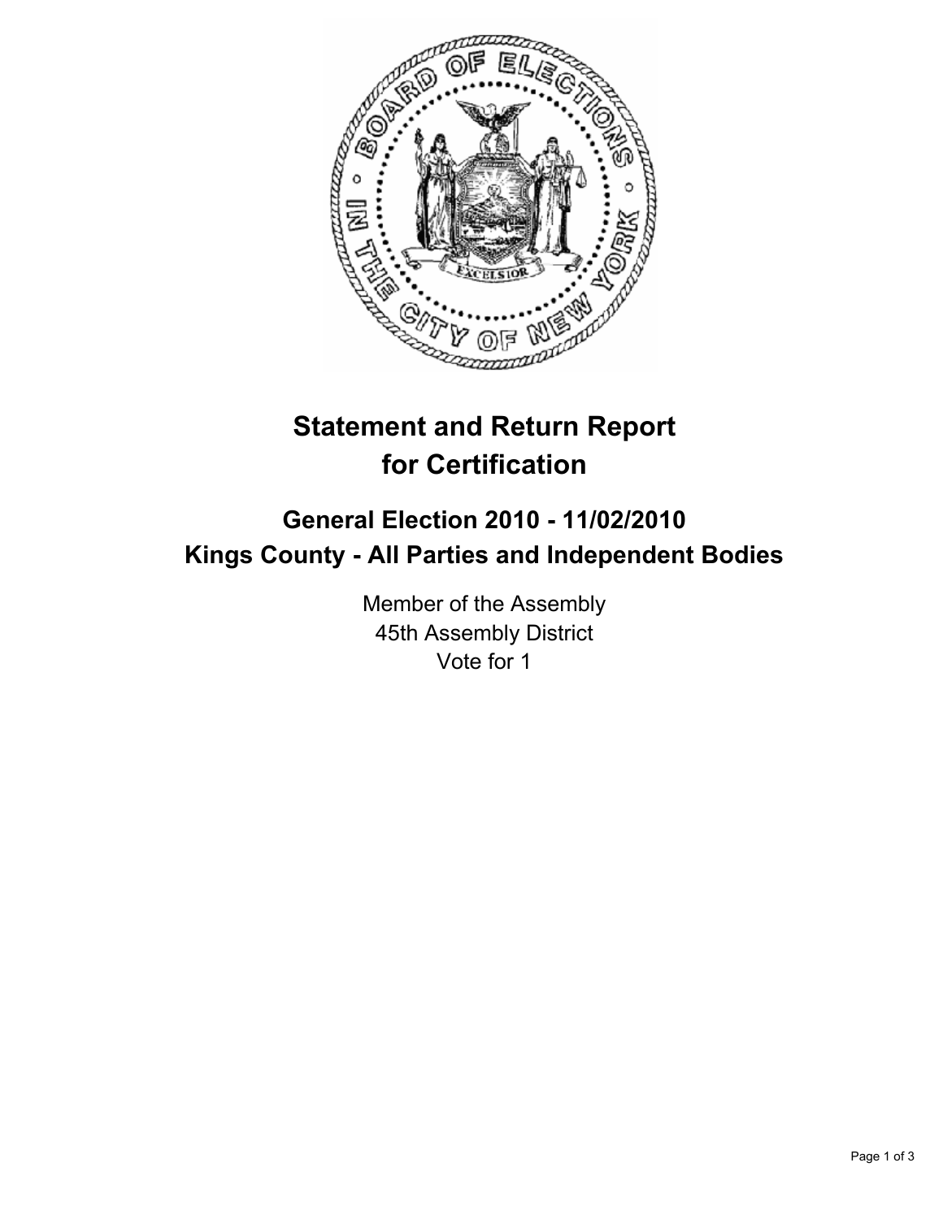# Statement and Return Report for Certification

## General Election 2010 - 11/02/2010
## Kings County - All Parties and Independent Bodies

Member of the Assembly
45th Assembly District
Vote for 1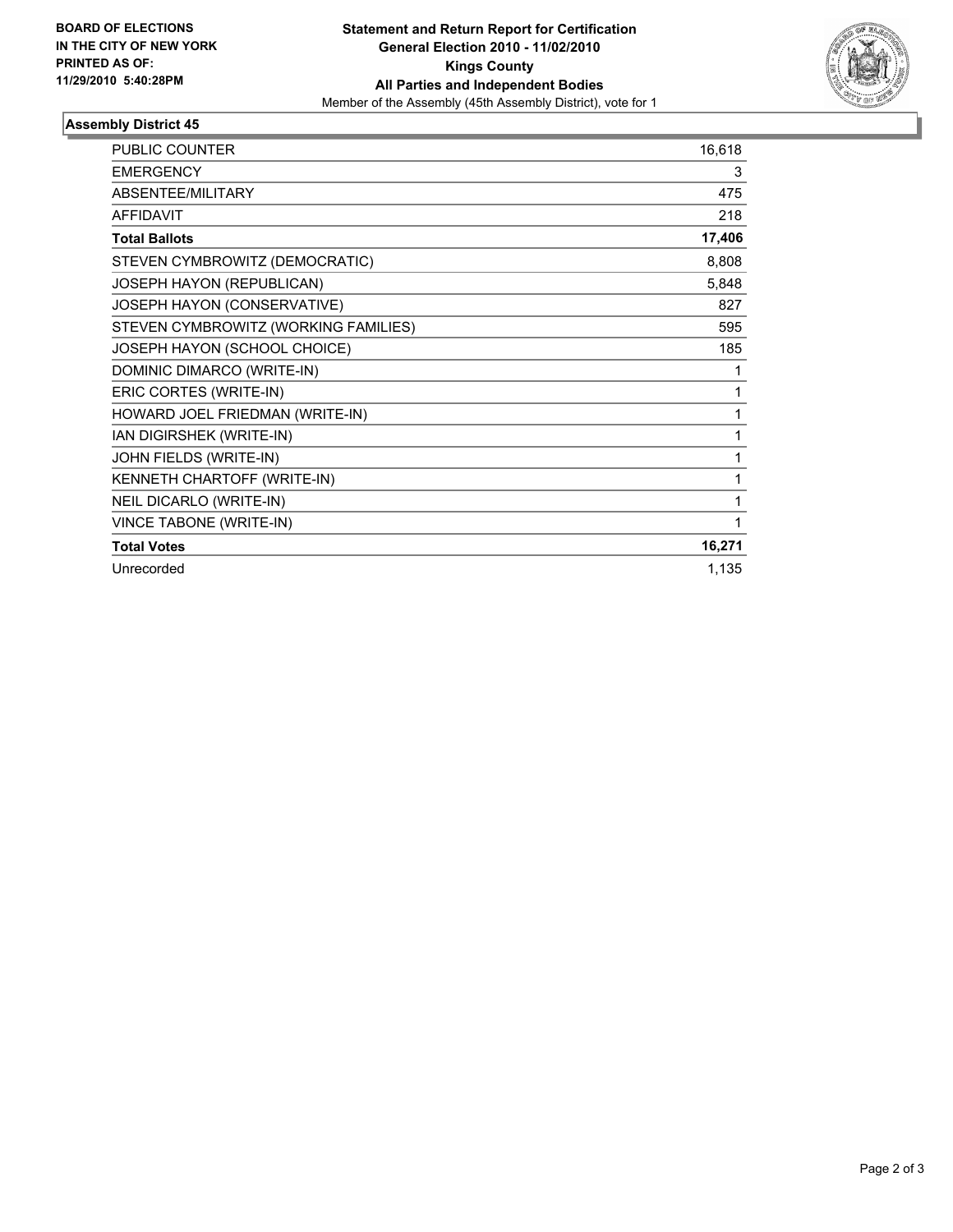**BOARD OF ELECTIONS IN THE CITY OF NEW YORK PRINTED AS OF: 11/29/2010 5:40:28PM**

# Statement and Return Report for Certification
## General Election 2010 - 11/02/2010
## Kings County
## All Parties and Independent Bodies

Member of the Assembly (45th Assembly District), vote for 1

### Assembly District 45

| | |
|---|---|
| PUBLIC COUNTER | 16,618 |
| EMERGENCY | 3 |
| ABSENTEE/MILITARY | 475 |
| AFFIDAVIT | 218 |
| **Total Ballots** | **17,406** |
| STEVEN CYMBROWITZ (DEMOCRATIC) | 8,808 |
| JOSEPH HAYON (REPUBLICAN) | 5,848 |
| JOSEPH HAYON (CONSERVATIVE) | 827 |
| STEVEN CYMBROWITZ (WORKING FAMILIES) | 595 |
| JOSEPH HAYON (SCHOOL CHOICE) | 185 |
| DOMINIC DIMARCO (WRITE-IN) | 1 |
| ERIC CORTES (WRITE-IN) | 1 |
| HOWARD JOEL FRIEDMAN (WRITE-IN) | 1 |
| IAN DIGIRSHEK (WRITE-IN) | 1 |
| JOHN FIELDS (WRITE-IN) | 1 |
| KENNETH CHARTOFF (WRITE-IN) | 1 |
| NEIL DICARLO (WRITE-IN) | 1 |
| VINCE TABONE (WRITE-IN) | 1 |
| **Total Votes** | **16,271** |
| Unrecorded | 1,135 |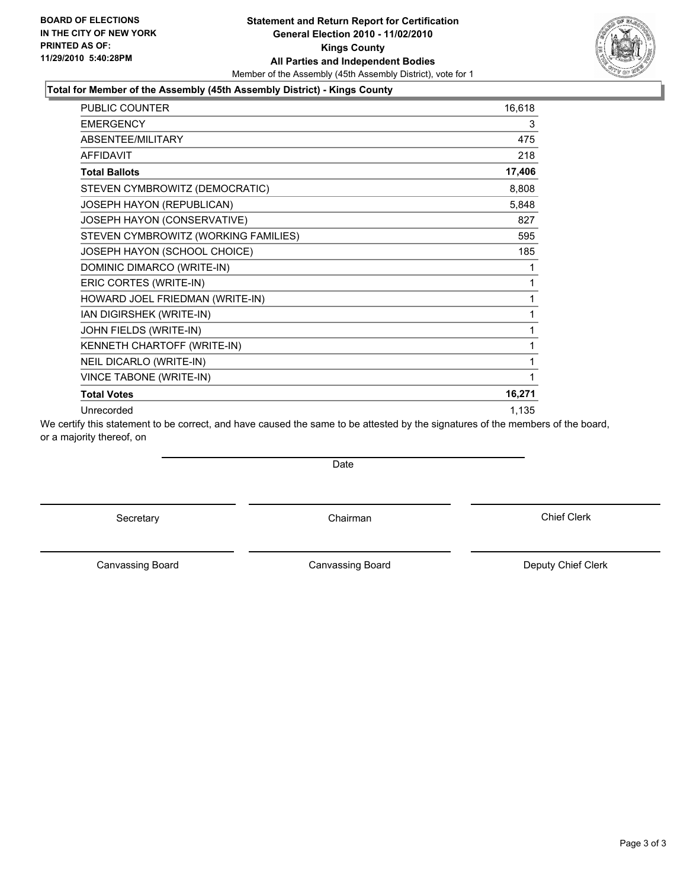**BOARD OF ELECTIONS IN THE CITY OF NEW YORK PRINTED AS OF: 11/29/2010 5:40:28PM**

**Statement and Return Report for Certification**
**General Election 2010 - 11/02/2010**
**Kings County**
**All Parties and Independent Bodies**
Member of the Assembly (45th Assembly District), vote for 1

**Total for Member of the Assembly (45th Assembly District) - Kings County**

| | |
|---|---|
| PUBLIC COUNTER | 16,618 |
| EMERGENCY | 3 |
| ABSENTEE/MILITARY | 475 |
| AFFIDAVIT | 218 |
| **Total Ballots** | **17,406** |
| STEVEN CYMBROWITZ (DEMOCRATIC) | 8,808 |
| JOSEPH HAYON (REPUBLICAN) | 5,848 |
| JOSEPH HAYON (CONSERVATIVE) | 827 |
| STEVEN CYMBROWITZ (WORKING FAMILIES) | 595 |
| JOSEPH HAYON (SCHOOL CHOICE) | 185 |
| DOMINIC DIMARCO (WRITE-IN) | 1 |
| ERIC CORTES (WRITE-IN) | 1 |
| HOWARD JOEL FRIEDMAN (WRITE-IN) | 1 |
| IAN DIGIRSHEK (WRITE-IN) | 1 |
| JOHN FIELDS (WRITE-IN) | 1 |
| KENNETH CHARTOFF (WRITE-IN) | 1 |
| NEIL DICARLO (WRITE-IN) | 1 |
| VINCE TABONE (WRITE-IN) | 1 |
| **Total Votes** | **16,271** |
| Unrecorded | 1,135 |

We certify this statement to be correct, and have caused the same to be attested by the signatures of the members of the board, or a majority thereof, on

Date

Secretary | Chairman | Chief Clerk

Canvassing Board | Canvassing Board | Deputy Chief Clerk